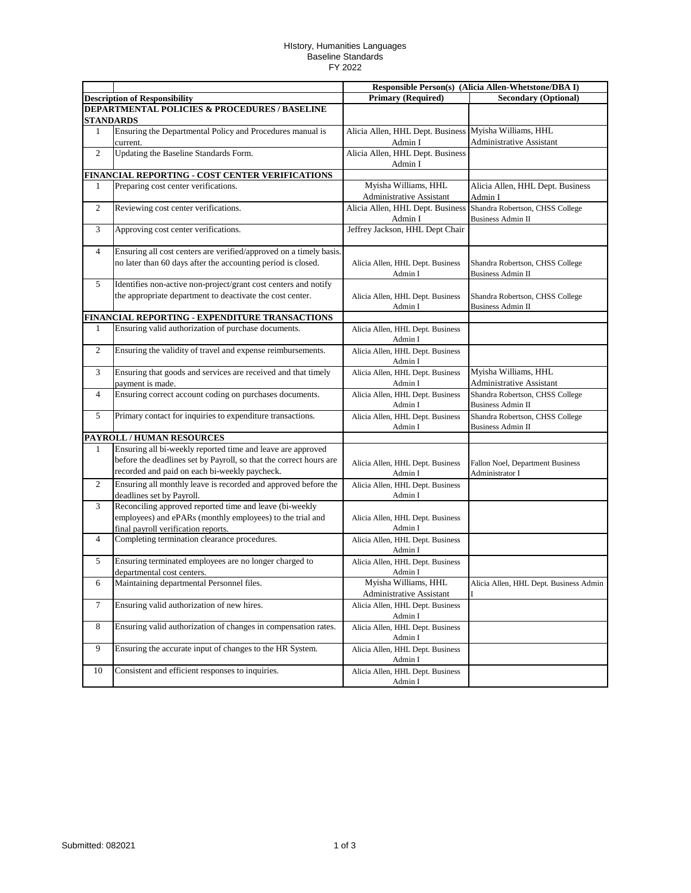HIstory, Humanities Languages
Baseline Standards
FY 2022

| | | Responsible Person(s) (Alicia Allen-Whetstone/DBA I) | |
|---|---|---|---|
| **Description of Responsibility** | | **Primary (Required)** | **Secondary (Optional)** |
| **DEPARTMENTAL POLICIES & PROCEDURES / BASELINE STANDARDS** | | | |
| 1 | Ensuring the Departmental Policy and Procedures manual is current. | Alicia Allen, HHL Dept. Business Admin I | Myisha Williams, HHL Administrative Assistant |
| 2 | Updating the Baseline Standards Form. | Alicia Allen, HHL Dept. Business Admin I | |
| **FINANCIAL REPORTING - COST CENTER VERIFICATIONS** | | | |
| 1 | Preparing cost center verifications. | Myisha Williams, HHL Administrative Assistant | Alicia Allen, HHL Dept. Business Admin I |
| 2 | Reviewing cost center verifications. | Alicia Allen, HHL Dept. Business Admin I | Shandra Robertson, CHSS College Business Admin II |
| 3 | Approving cost center verifications. | Jeffrey Jackson, HHL Dept Chair | |
| 4 | Ensuring all cost centers are verified/approved on a timely basis. no later than 60 days after the accounting period is closed. | Alicia Allen, HHL Dept. Business Admin I | Shandra Robertson, CHSS College Business Admin II |
| 5 | Identifies non-active non-project/grant cost centers and notify the appropriate department to deactivate the cost center. | Alicia Allen, HHL Dept. Business Admin I | Shandra Robertson, CHSS College Business Admin II |
| **FINANCIAL REPORTING - EXPENDITURE TRANSACTIONS** | | | |
| 1 | Ensuring valid authorization of purchase documents. | Alicia Allen, HHL Dept. Business Admin I | |
| 2 | Ensuring the validity of travel and expense reimbursements. | Alicia Allen, HHL Dept. Business Admin I | |
| 3 | Ensuring that goods and services are received and that timely payment is made. | Alicia Allen, HHL Dept. Business Admin I | Myisha Williams, HHL Administrative Assistant |
| 4 | Ensuring correct account coding on purchases documents. | Alicia Allen, HHL Dept. Business Admin I | Shandra Robertson, CHSS College Business Admin II |
| 5 | Primary contact for inquiries to expenditure transactions. | Alicia Allen, HHL Dept. Business Admin I | Shandra Robertson, CHSS College Business Admin II |
| **PAYROLL / HUMAN RESOURCES** | | | |
| 1 | Ensuring all bi-weekly reported time and leave are approved before the deadlines set by Payroll, so that the correct hours are recorded and paid on each bi-weekly paycheck. | Alicia Allen, HHL Dept. Business Admin I | Fallon Noel, Department Business Administrator I |
| 2 | Ensuring all monthly leave is recorded and approved before the deadlines set by Payroll. | Alicia Allen, HHL Dept. Business Admin I | |
| 3 | Reconciling approved reported time and leave (bi-weekly employees) and ePARs (monthly employees) to the trial and final payroll verification reports. | Alicia Allen, HHL Dept. Business Admin I | |
| 4 | Completing termination clearance procedures. | Alicia Allen, HHL Dept. Business Admin I | |
| 5 | Ensuring terminated employees are no longer charged to departmental cost centers. | Alicia Allen, HHL Dept. Business Admin I | |
| 6 | Maintaining departmental Personnel files. | Myisha Williams, HHL Administrative Assistant | Alicia Allen, HHL Dept. Business Admin I |
| 7 | Ensuring valid authorization of new hires. | Alicia Allen, HHL Dept. Business Admin I | |
| 8 | Ensuring valid authorization of changes in compensation rates. | Alicia Allen, HHL Dept. Business Admin I | |
| 9 | Ensuring the accurate input of changes to the HR System. | Alicia Allen, HHL Dept. Business Admin I | |
| 10 | Consistent and efficient responses to inquiries. | Alicia Allen, HHL Dept. Business Admin I | |

Submitted: 082021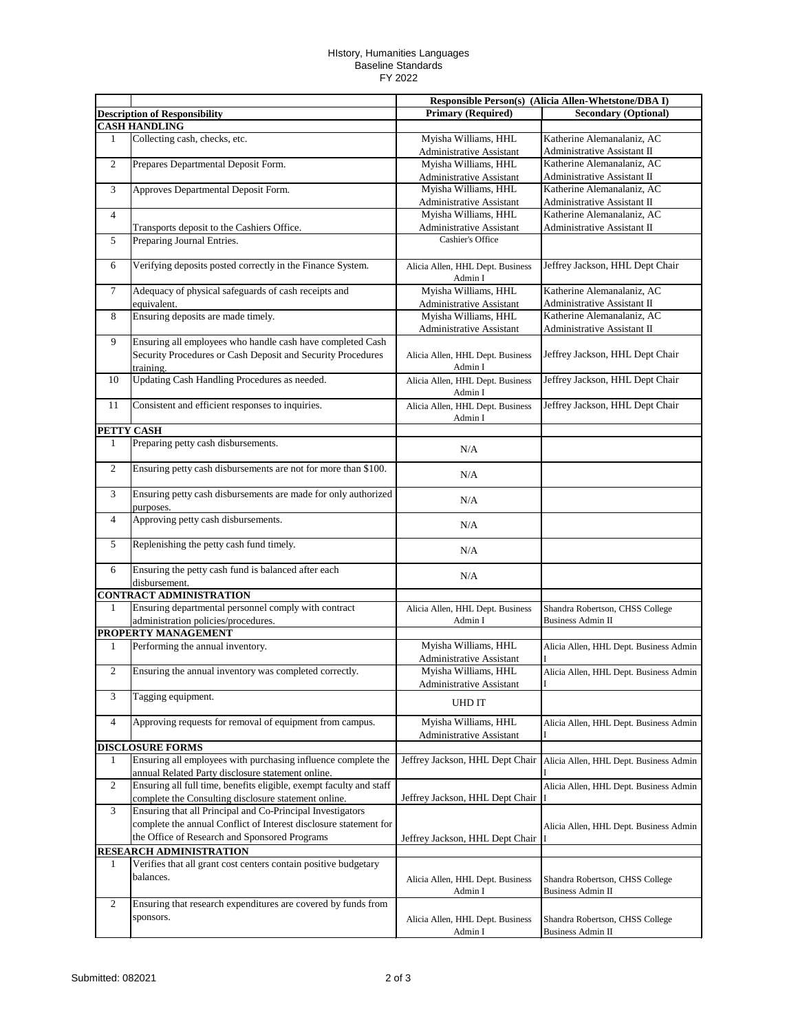HIstory, Humanities Languages
Baseline Standards
FY 2022

| | | Responsible Person(s) (Alicia Allen-Whetstone/DBA I) | |
|---|---|---|---|
| | **Description of Responsibility** | **Primary (Required)** | **Secondary (Optional)** |
| **CASH HANDLING** | | | |
| 1 | Collecting cash, checks, etc. | Myisha Williams, HHL Administrative Assistant | Katherine Alemanalaniz, AC Administrative Assistant II |
| 2 | Prepares Departmental Deposit Form. | Myisha Williams, HHL Administrative Assistant | Katherine Alemanalaniz, AC Administrative Assistant II |
| 3 | Approves Departmental Deposit Form. | Myisha Williams, HHL Administrative Assistant | Katherine Alemanalaniz, AC Administrative Assistant II |
| 4 | Transports deposit to the Cashiers Office. | Myisha Williams, HHL Administrative Assistant | Katherine Alemanalaniz, AC Administrative Assistant II |
| 5 | Preparing Journal Entries. | Cashier's Office | |
| 6 | Verifying deposits posted correctly in the Finance System. | Alicia Allen, HHL Dept. Business Admin I | Jeffrey Jackson, HHL Dept Chair |
| 7 | Adequacy of physical safeguards of cash receipts and equivalent. | Myisha Williams, HHL Administrative Assistant | Katherine Alemanalaniz, AC Administrative Assistant II |
| 8 | Ensuring deposits are made timely. | Myisha Williams, HHL Administrative Assistant | Katherine Alemanalaniz, AC Administrative Assistant II |
| 9 | Ensuring all employees who handle cash have completed Cash Security Procedures or Cash Deposit and Security Procedures training. | Alicia Allen, HHL Dept. Business Admin I | Jeffrey Jackson, HHL Dept Chair |
| 10 | Updating Cash Handling Procedures as needed. | Alicia Allen, HHL Dept. Business Admin I | Jeffrey Jackson, HHL Dept Chair |
| 11 | Consistent and efficient responses to inquiries. | Alicia Allen, HHL Dept. Business Admin I | Jeffrey Jackson, HHL Dept Chair |
| **PETTY CASH** | | | |
| 1 | Preparing petty cash disbursements. | N/A | |
| 2 | Ensuring petty cash disbursements are not for more than $100. | N/A | |
| 3 | Ensuring petty cash disbursements are made for only authorized purposes. | N/A | |
| 4 | Approving petty cash disbursements. | N/A | |
| 5 | Replenishing the petty cash fund timely. | N/A | |
| 6 | Ensuring the petty cash fund is balanced after each disbursement. | N/A | |
| **CONTRACT ADMINISTRATION** | | | |
| 1 | Ensuring departmental personnel comply with contract administration policies/procedures. | Alicia Allen, HHL Dept. Business Admin I | Shandra Robertson, CHSS College Business Admin II |
| **PROPERTY MANAGEMENT** | | | |
| 1 | Performing the annual inventory. | Myisha Williams, HHL Administrative Assistant | Alicia Allen, HHL Dept. Business Admin I |
| 2 | Ensuring the annual inventory was completed correctly. | Myisha Williams, HHL Administrative Assistant | Alicia Allen, HHL Dept. Business Admin I |
| 3 | Tagging equipment. | UHD IT | |
| 4 | Approving requests for removal of equipment from campus. | Myisha Williams, HHL Administrative Assistant | Alicia Allen, HHL Dept. Business Admin I |
| **DISCLOSURE FORMS** | | | |
| 1 | Ensuring all employees with purchasing influence complete the annual Related Party disclosure statement online. | Jeffrey Jackson, HHL Dept Chair | Alicia Allen, HHL Dept. Business Admin I |
| 2 | Ensuring all full time, benefits eligible, exempt faculty and staff complete the Consulting disclosure statement online. | Jeffrey Jackson, HHL Dept Chair | Alicia Allen, HHL Dept. Business Admin I |
| 3 | Ensuring that all Principal and Co-Principal Investigators complete the annual Conflict of Interest disclosure statement for the Office of Research and Sponsored Programs | Jeffrey Jackson, HHL Dept Chair | Alicia Allen, HHL Dept. Business Admin I |
| **RESEARCH ADMINISTRATION** | | | |
| 1 | Verifies that all grant cost centers contain positive budgetary balances. | Alicia Allen, HHL Dept. Business Admin I | Shandra Robertson, CHSS College Business Admin II |
| 2 | Ensuring that research expenditures are covered by funds from sponsors. | Alicia Allen, HHL Dept. Business Admin I | Shandra Robertson, CHSS College Business Admin II |

Submitted: 082021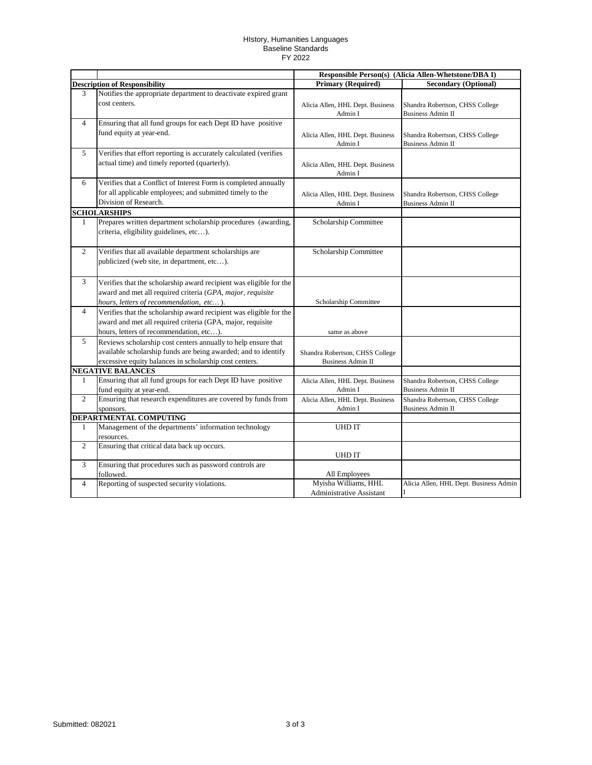HIstory, Humanities Languages
Baseline Standards
FY 2022

| | | Responsible Person(s) (Alicia Allen-Whetstone/DBA I) | |
|---|---|---|---|
| **Description of Responsibility** | | **Primary (Required)** | **Secondary (Optional)** |
| 3 | Notifies the appropriate department to deactivate expired grant cost centers. | Alicia Allen, HHL Dept. Business Admin I | Shandra Robertson, CHSS College Business Admin II |
| 4 | Ensuring that all fund groups for each Dept ID have positive fund equity at year-end. | Alicia Allen, HHL Dept. Business Admin I | Shandra Robertson, CHSS College Business Admin II |
| 5 | Verifies that effort reporting is accurately calculated (verifies actual time) and timely reported (quarterly). | Alicia Allen, HHL Dept. Business Admin I | |
| 6 | Verifies that a Conflict of Interest Form is completed annually for all applicable employees; and submitted timely to the Division of Research. | Alicia Allen, HHL Dept. Business Admin I | Shandra Robertson, CHSS College Business Admin II |
| **SCHOLARSHIPS** | | | |
| 1 | Prepares written department scholarship procedures (awarding, criteria, eligibility guidelines, etc…). | Scholarship Committee | |
| 2 | Verifies that all available department scholarships are publicized (web site, in department, etc…). | Scholarship Committee | |
| 3 | Verifies that the scholarship award recipient was eligible for the award and met all required criteria (*GPA, major, requisite hours, letters of recommendation, etc…*). | Scholarship Committee | |
| 4 | Verifies that the scholarship award recipient was eligible for the award and met all required criteria (GPA, major, requisite hours, letters of recommendation, etc…). | same as above | |
| 5 | Reviews scholarship cost centers annually to help ensure that available scholarship funds are being awarded; and to identify excessive equity balances in scholarship cost centers. | Shandra Robertson, CHSS College Business Admin II | |
| **NEGATIVE BALANCES** | | | |
| 1 | Ensuring that all fund groups for each Dept ID have positive fund equity at year-end. | Alicia Allen, HHL Dept. Business Admin I | Shandra Robertson, CHSS College Business Admin II |
| 2 | Ensuring that research expenditures are covered by funds from sponsors. | Alicia Allen, HHL Dept. Business Admin I | Shandra Robertson, CHSS College Business Admin II |
| **DEPARTMENTAL COMPUTING** | | | |
| 1 | Management of the departments' information technology resources. | UHD IT | |
| 2 | Ensuring that critical data back up occurs. | UHD IT | |
| 3 | Ensuring that procedures such as password controls are followed. | All Employees | |
| 4 | Reporting of suspected security violations. | Myisha Williams, HHL Administrative Assistant | Alicia Allen, HHL Dept. Business Admin I |

Submitted: 082021